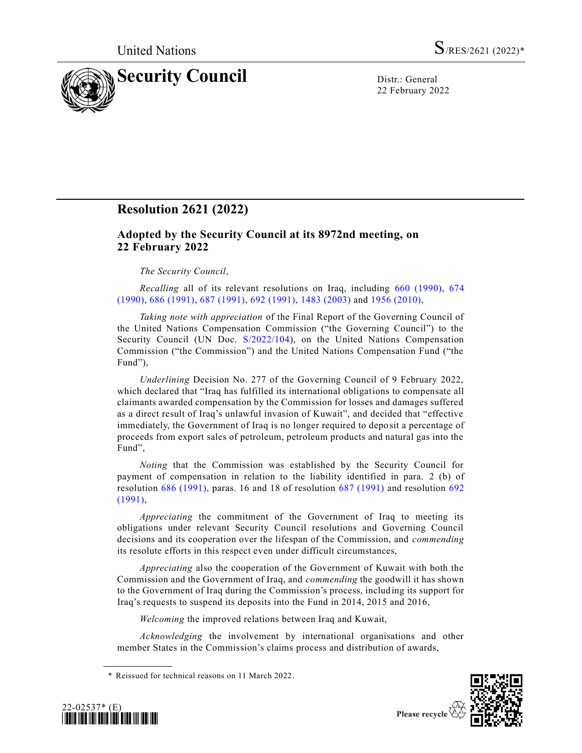United Nations S/RES/2621 (2022)*

# Security Council

Distr.: General
22 February 2022

## Resolution 2621 (2022)

### Adopted by the Security Council at its 8972nd meeting, on 22 February 2022

*The Security Council*,

*Recalling* all of its relevant resolutions on Iraq, including 660 (1990), 674 (1990), 686 (1991), 687 (1991), 692 (1991), 1483 (2003) and 1956 (2010),

*Taking note with appreciation* of the Final Report of the Governing Council of the United Nations Compensation Commission ("the Governing Council") to the Security Council (UN Doc. S/2022/104), on the United Nations Compensation Commission ("the Commission") and the United Nations Compensation Fund ("the Fund"),

*Underlining* Decision No. 277 of the Governing Council of 9 February 2022, which declared that "Iraq has fulfilled its international obligations to compensate all claimants awarded compensation by the Commission for losses and damages suffered as a direct result of Iraq's unlawful invasion of Kuwait", and decided that "effective immediately, the Government of Iraq is no longer required to deposit a percentage of proceeds from export sales of petroleum, petroleum products and natural gas into the Fund",

*Noting* that the Commission was established by the Security Council for payment of compensation in relation to the liability identified in para. 2 (b) of resolution 686 (1991), paras. 16 and 18 of resolution 687 (1991) and resolution 692 (1991),

*Appreciating* the commitment of the Government of Iraq to meeting its obligations under relevant Security Council resolutions and Governing Council decisions and its cooperation over the lifespan of the Commission, and *commending* its resolute efforts in this respect even under difficult circumstances,

*Appreciating* also the cooperation of the Government of Kuwait with both the Commission and the Government of Iraq, and *commending* the goodwill it has shown to the Government of Iraq during the Commission's process, including its support for Iraq's requests to suspend its deposits into the Fund in 2014, 2015 and 2016,

*Welcoming* the improved relations between Iraq and Kuwait,

*Acknowledging* the involvement by international organisations and other member States in the Commission's claims process and distribution of awards,

\* Reissued for technical reasons on 11 March 2022.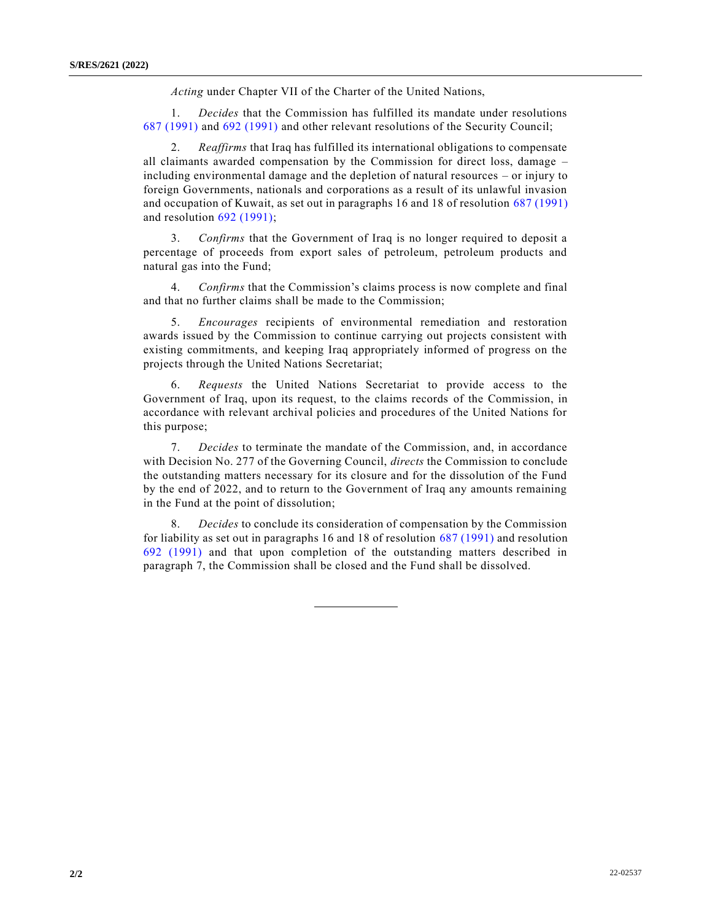*Acting* under Chapter VII of the Charter of the United Nations,

1. *Decides* that the Commission has fulfilled its mandate under resolutions 687 (1991) and 692 (1991) and other relevant resolutions of the Security Council;

2. *Reaffirms* that Iraq has fulfilled its international obligations to compensate all claimants awarded compensation by the Commission for direct loss, damage – including environmental damage and the depletion of natural resources – or injury to foreign Governments, nationals and corporations as a result of its unlawful invasion and occupation of Kuwait, as set out in paragraphs 16 and 18 of resolution 687 (1991) and resolution 692 (1991);

3. *Confirms* that the Government of Iraq is no longer required to deposit a percentage of proceeds from export sales of petroleum, petroleum products and natural gas into the Fund;

4. *Confirms* that the Commission's claims process is now complete and final and that no further claims shall be made to the Commission;

5. *Encourages* recipients of environmental remediation and restoration awards issued by the Commission to continue carrying out projects consistent with existing commitments, and keeping Iraq appropriately informed of progress on the projects through the United Nations Secretariat;

6. *Requests* the United Nations Secretariat to provide access to the Government of Iraq, upon its request, to the claims records of the Commission, in accordance with relevant archival policies and procedures of the United Nations for this purpose;

7. *Decides* to terminate the mandate of the Commission, and, in accordance with Decision No. 277 of the Governing Council, *directs* the Commission to conclude the outstanding matters necessary for its closure and for the dissolution of the Fund by the end of 2022, and to return to the Government of Iraq any amounts remaining in the Fund at the point of dissolution;

8. *Decides* to conclude its consideration of compensation by the Commission for liability as set out in paragraphs 16 and 18 of resolution 687 (1991) and resolution 692 (1991) and that upon completion of the outstanding matters described in paragraph 7, the Commission shall be closed and the Fund shall be dissolved.